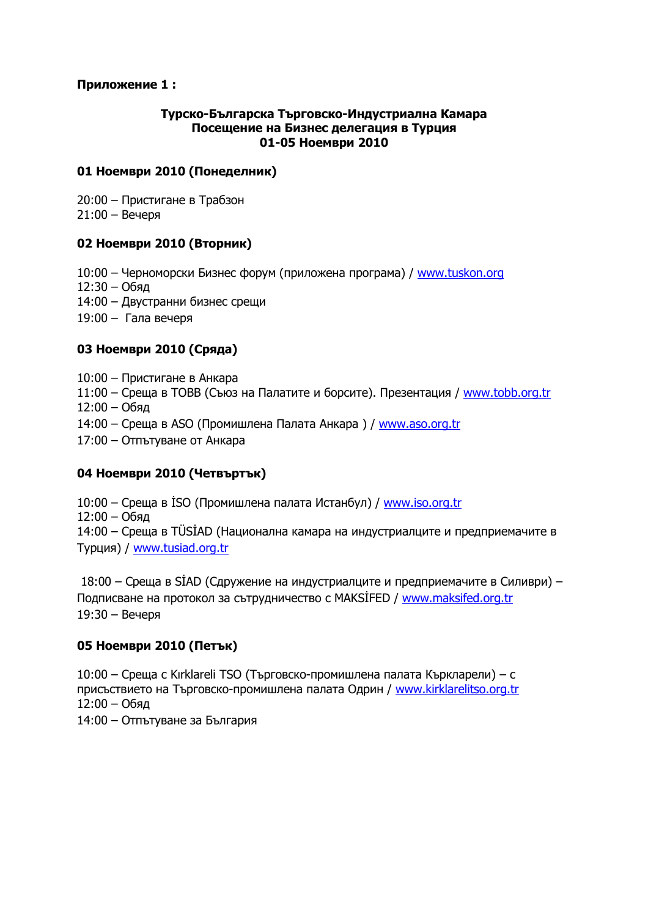**Приложение 1 :**

**Турско-Българска Търговско-Индустриална Камара**
**Посещение на Бизнес делегация в Турция**
**01-05 Ноември 2010**

**01 Ноември 2010 (Понеделник)**

20:00 – Пристигане в Трабзон
21:00 – Вечеря

**02 Ноември 2010 (Вторник)**

10:00 – Черноморски Бизнес форум (приложена програма) / www.tuskon.org
12:30 – Обяд
14:00 – Двустранни бизнес срещи
19:00 – Гала вечеря

**03 Ноември 2010 (Сряда)**

10:00 – Пристигане в Анкара
11:00 – Среща в TOBB (Съюз на Палатите и борсите). Презентация / www.tobb.org.tr
12:00 – Обяд
14:00 – Среща в ASO (Промишлена Палата Анкара ) / www.aso.org.tr
17:00 – Отпътуване от Анкара

**04 Ноември 2010 (Четвъртък)**

10:00 – Среща в İSO (Промишлена палата Истанбул) / www.iso.org.tr
12:00 – Обяд
14:00 – Среща в TÜSİAD (Национална камара на индустриалците и предприемачите в Турция) / www.tusiad.org.tr

18:00 – Среща в SİAD (Сдружение на индустриалците и предприемачите в Силиври) – Подписване на протокол за сътрудничество с MAKSİFED / www.maksifed.org.tr
19:30 – Вечеря

**05 Ноември 2010 (Петък)**

10:00 – Среща с Kırklareli TSO (Търговско-промишлена палата Къркларели) – с присъствието на Търговско-промишлена палата Одрин / www.kirklarelitso.org.tr
12:00 – Обяд
14:00 – Отпътуване за България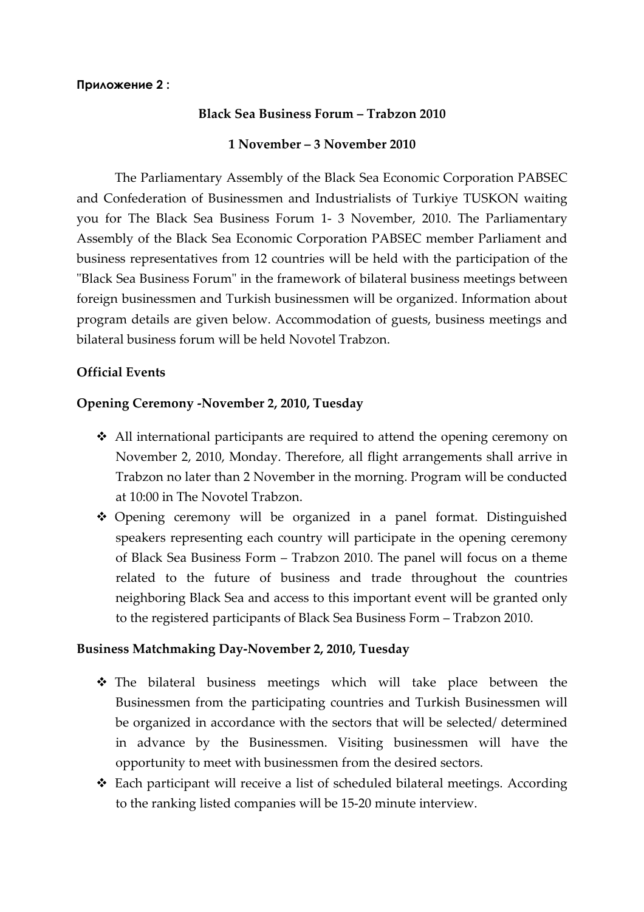**Приложение 2 :**

**Black Sea Business Forum – Trabzon 2010**

**1 November – 3 November 2010**

The Parliamentary Assembly of the Black Sea Economic Corporation PABSEC and Confederation of Businessmen and Industrialists of Turkiye TUSKON waiting you for The Black Sea Business Forum 1- 3 November, 2010. The Parliamentary Assembly of the Black Sea Economic Corporation PABSEC member Parliament and business representatives from 12 countries will be held with the participation of the "Black Sea Business Forum" in the framework of bilateral business meetings between foreign businessmen and Turkish businessmen will be organized. Information about program details are given below. Accommodation of guests, business meetings and bilateral business forum will be held Novotel Trabzon.

**Official Events**

**Opening Ceremony -November 2, 2010, Tuesday**

- All international participants are required to attend the opening ceremony on November 2, 2010, Monday. Therefore, all flight arrangements shall arrive in Trabzon no later than 2 November in the morning. Program will be conducted at 10:00 in The Novotel Trabzon.
- Opening ceremony will be organized in a panel format. Distinguished speakers representing each country will participate in the opening ceremony of Black Sea Business Form – Trabzon 2010. The panel will focus on a theme related to the future of business and trade throughout the countries neighboring Black Sea and access to this important event will be granted only to the registered participants of Black Sea Business Form – Trabzon 2010.

**Business Matchmaking Day-November 2, 2010, Tuesday**

- The bilateral business meetings which will take place between the Businessmen from the participating countries and Turkish Businessmen will be organized in accordance with the sectors that will be selected/ determined in advance by the Businessmen. Visiting businessmen will have the opportunity to meet with businessmen from the desired sectors.
- Each participant will receive a list of scheduled bilateral meetings. According to the ranking listed companies will be 15-20 minute interview.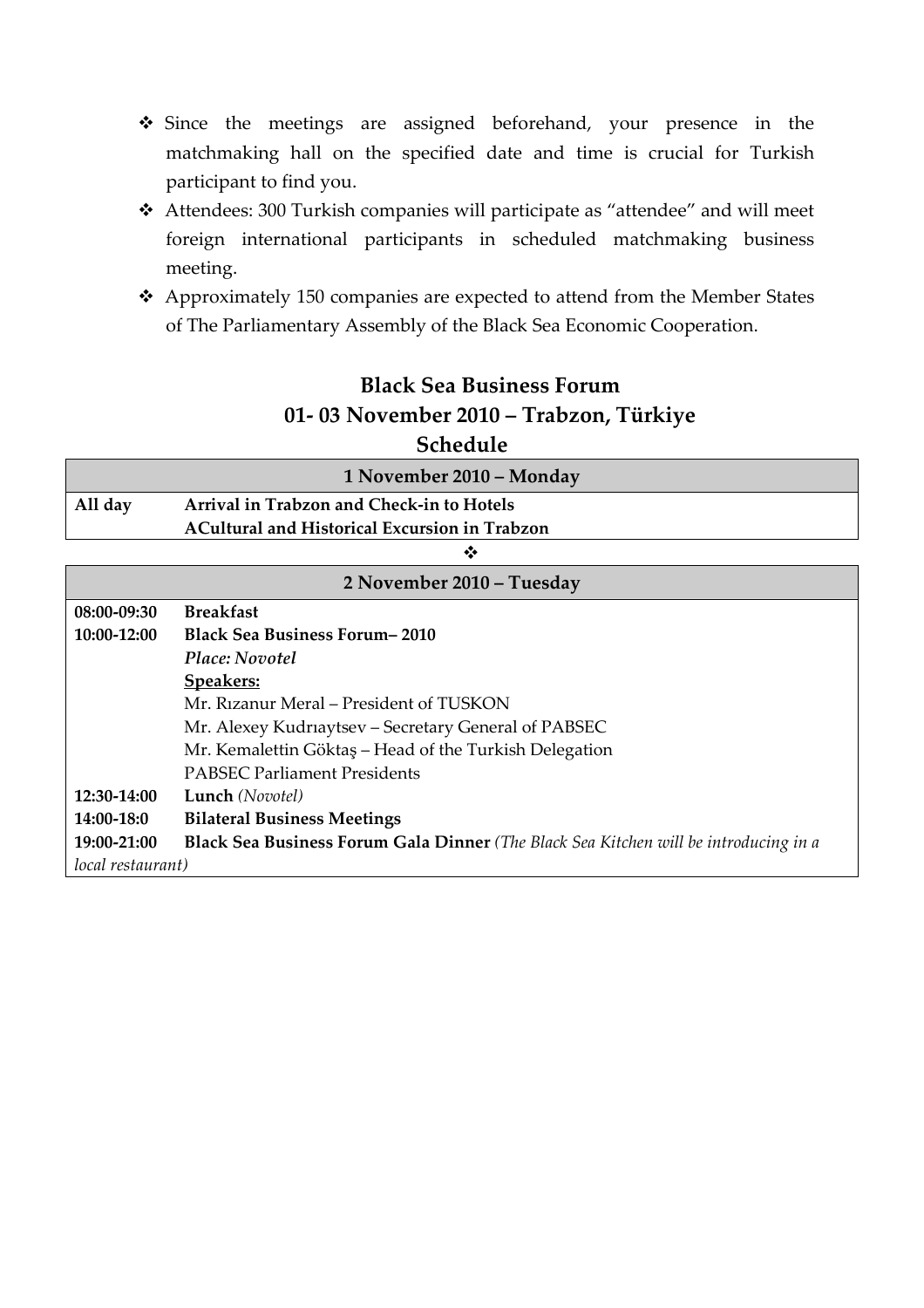- Since the meetings are assigned beforehand, your presence in the matchmaking hall on the specified date and time is crucial for Turkish participant to find you.
- Attendees: 300 Turkish companies will participate as "attendee" and will meet foreign international participants in scheduled matchmaking business meeting.
- Approximately 150 companies are expected to attend from the Member States of The Parliamentary Assembly of the Black Sea Economic Cooperation.

## Black Sea Business Forum
## 01- 03 November 2010 – Trabzon, Türkiye
## Schedule

| 1 November 2010 – Monday | |
|---|---|
| **All day** | **Arrival in Trabzon and Check-in to Hotels**<br>**ACultural and Historical Excursion in Trabzon** |

❖

| 2 November 2010 – Tuesday | |
|---|---|
| **08:00-09:30** | **Breakfast** |
| **10:00-12:00** | **Black Sea Business Forum– 2010**<br>***Place: Novotel***<br>**Speakers:**<br>Mr. Rızanur Meral – President of TUSKON<br>Mr. Alexey Kudrıaytsev – Secretary General of PABSEC<br>Mr. Kemalettin Göktaş – Head of the Turkish Delegation<br>PABSEC Parliament Presidents |
| **12:30-14:00** | **Lunch** *(Novotel)* |
| **14:00-18:0** | **Bilateral Business Meetings** |
| **19:00-21:00** | **Black Sea Business Forum Gala Dinner** *(The Black Sea Kitchen will be introducing in a local restaurant)* |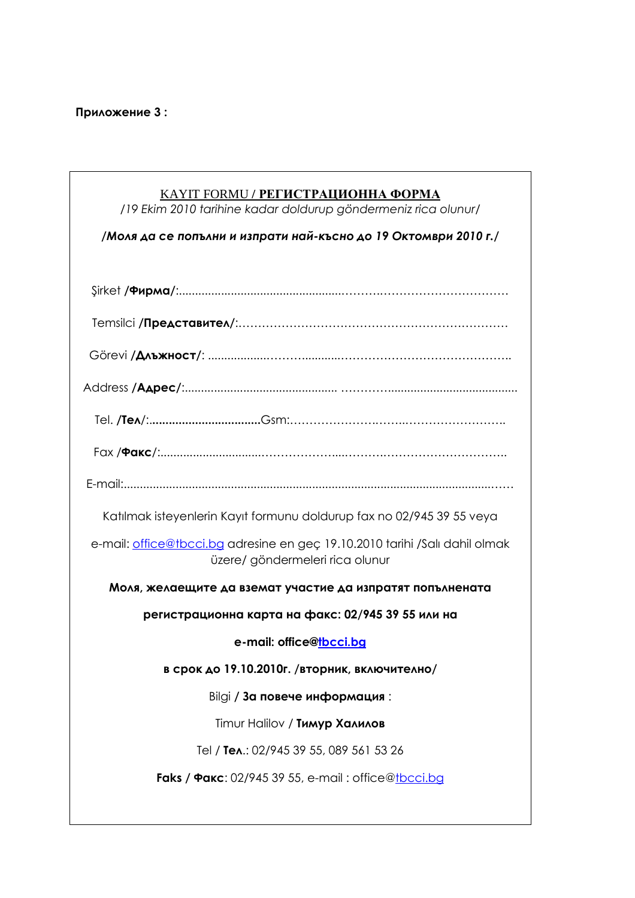**Приложение 3 :**

KAYIT FORMU / **РЕГИСТРАЦИОННА ФОРМА**

*/19 Ekim 2010 tarihine kadar doldurup göndermeniz rica olunur/*

***/Моля да се попълни и изпрати най-късно до 19 Октомври 2010 г./***

Şirket **/Фирма/**:....................................................................................................

Temsilci **/Представител/**:……………………………………………………………

Görevi **/Длъжност/**: ..................………...........…………………………………..

Address **/Адрес/**:.............................................. ……….........................................

Tel. **/Тел**/:**..................................**Gsm:……………………..……..……………………..

Fax /**Факс**/:..............................……………....………………………………..

E-mail:..................................................................................................................……

Katılmak isteyenlerin Kayıt formunu doldurup fax no 02/945 39 55 veya

e-mail: office@tbcci.bg adresine en geç 19.10.2010 tarihi /Salı dahil olmak üzere/ göndermeleri rica olunur

**Моля, желаещите да вземат участие да изпратят попълнената**

**регистрационна карта на факс: 02/945 39 55 или на**

**e-mail: office@tbcci.bg**

**в срок до 19.10.2010г. /вторник, включително/**

Bilgi **/ За повече информация** :

Timur Halilov / **Тимур Халилов**

Tel / **Тел**.: 02/945 39 55, 089 561 53 26

**Faks / Факс**: 02/945 39 55, e-mail : office@tbcci.bg